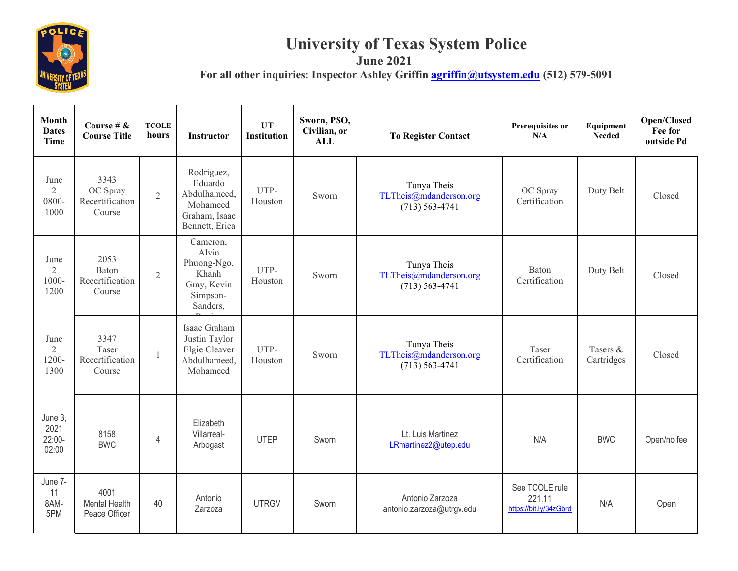# University of Texas System Police

## June 2021

**For all other inquiries: Inspector Ashley Griffin agriffin@utsystem.edu (512) 579-5091**

| Month Dates Time | Course # & Course Title | TCOLE hours | Instructor | UT Institution | Sworn, PSO, Civilian, or ALL | To Register Contact | Prerequisites or N/A | Equipment Needed | Open/Closed Fee for outside Pd |
|---|---|---|---|---|---|---|---|---|---|
| June 2 0800-1000 | 3343 OC Spray Recertification Course | 2 | Rodriguez, Eduardo Abdulhameed, Mohameed Graham, Isaac Bennett, Erica | UTP-Houston | Sworn | Tunya Theis TLTheis@mdanderson.org (713) 563-4741 | OC Spray Certification | Duty Belt | Closed |
| June 2 1000-1200 | 2053 Baton Recertification Course | 2 | Cameron, Alvin Phuong-Ngo, Khanh Gray, Kevin Simpson-Sanders, | UTP-Houston | Sworn | Tunya Theis TLTheis@mdanderson.org (713) 563-4741 | Baton Certification | Duty Belt | Closed |
| June 2 1200-1300 | 3347 Taser Recertification Course | 1 | Isaac Graham Justin Taylor Elgie Cleaver Abdulhameed, Mohameed | UTP-Houston | Sworn | Tunya Theis TLTheis@mdanderson.org (713) 563-4741 | Taser Certification | Tasers & Cartridges | Closed |
| June 3, 2021 22:00-02:00 | 8158 BWC | 4 | Elizabeth Villarreal-Arbogast | UTEP | Sworn | Lt. Luis Martinez LRmartinez2@utep.edu | N/A | BWC | Open/no fee |
| June 7-11 8AM-5PM | 4001 Mental Health Peace Officer | 40 | Antonio Zarzoza | UTRGV | Sworn | Antonio Zarzoza antonio.zarzoza@utrgv.edu | See TCOLE rule 221.11 https://bit.ly/34zGbrd | N/A | Open |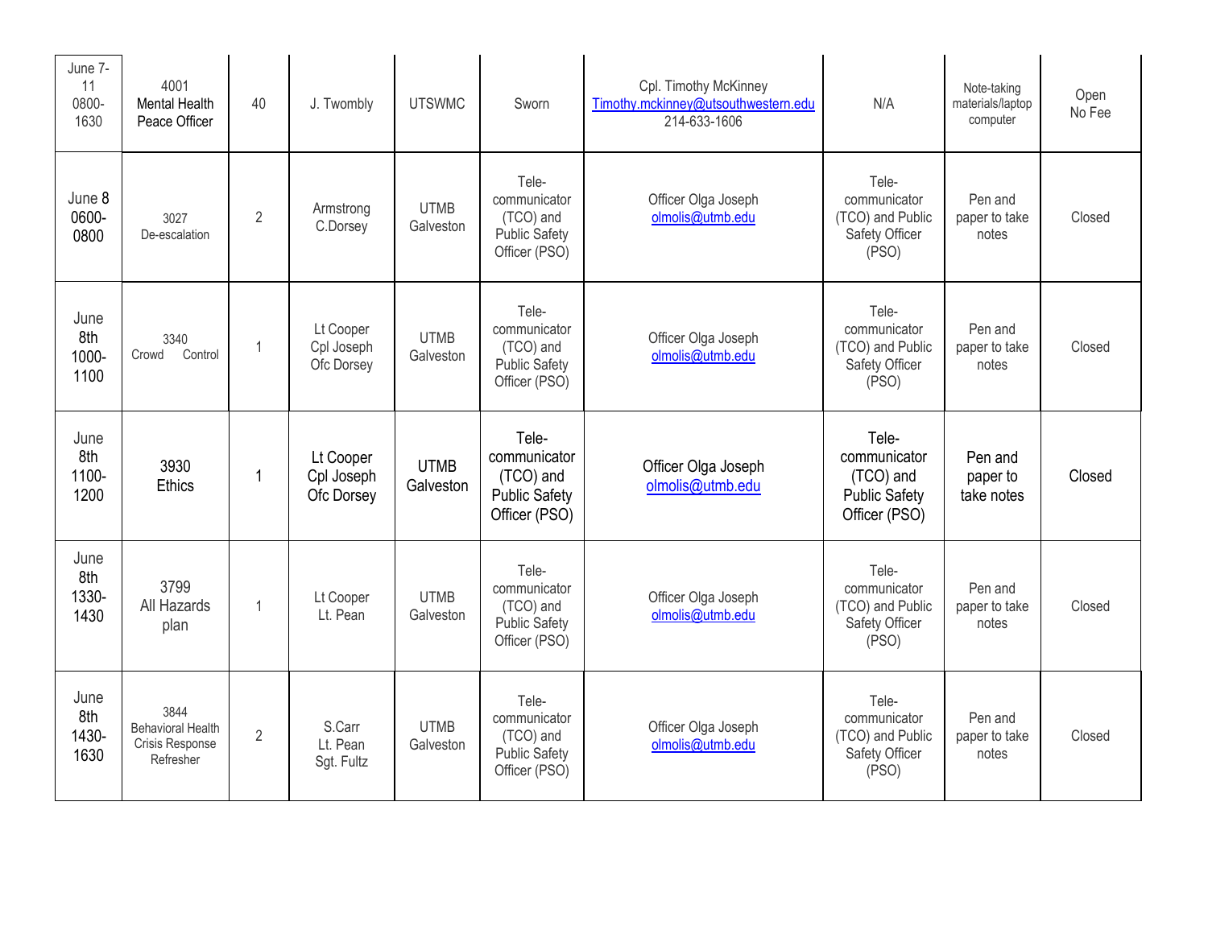| June 7-11 0800-1630 | 4001 Mental Health Peace Officer | 40 | J. Twombly | UTSWMC | Sworn | Cpl. Timothy McKinney Timothy.mckinney@utsouthwestern.edu 214-633-1606 | N/A | Note-taking materials/laptop computer | Open No Fee |
|---|---|---|---|---|---|---|---|---|---|
| June 8 0600-0800 | 3027 De-escalation | 2 | Armstrong C.Dorsey | UTMB Galveston | Tele-communicator (TCO) and Public Safety Officer (PSO) | Officer Olga Joseph olmolis@utmb.edu | Tele-communicator (TCO) and Public Safety Officer (PSO) | Pen and paper to take notes | Closed |
| June 8th 1000-1100 | 3340 Crowd Control | 1 | Lt Cooper Cpl Joseph Ofc Dorsey | UTMB Galveston | Tele-communicator (TCO) and Public Safety Officer (PSO) | Officer Olga Joseph olmolis@utmb.edu | Tele-communicator (TCO) and Public Safety Officer (PSO) | Pen and paper to take notes | Closed |
| June 8th 1100-1200 | 3930 Ethics | 1 | Lt Cooper Cpl Joseph Ofc Dorsey | UTMB Galveston | Tele-communicator (TCO) and Public Safety Officer (PSO) | Officer Olga Joseph olmolis@utmb.edu | Tele-communicator (TCO) and Public Safety Officer (PSO) | Pen and paper to take notes | Closed |
| June 8th 1330-1430 | 3799 All Hazards plan | 1 | Lt Cooper Lt. Pean | UTMB Galveston | Tele-communicator (TCO) and Public Safety Officer (PSO) | Officer Olga Joseph olmolis@utmb.edu | Tele-communicator (TCO) and Public Safety Officer (PSO) | Pen and paper to take notes | Closed |
| June 8th 1430-1630 | 3844 Behavioral Health Crisis Response Refresher | 2 | S.Carr Lt. Pean Sgt. Fultz | UTMB Galveston | Tele-communicator (TCO) and Public Safety Officer (PSO) | Officer Olga Joseph olmolis@utmb.edu | Tele-communicator (TCO) and Public Safety Officer (PSO) | Pen and paper to take notes | Closed |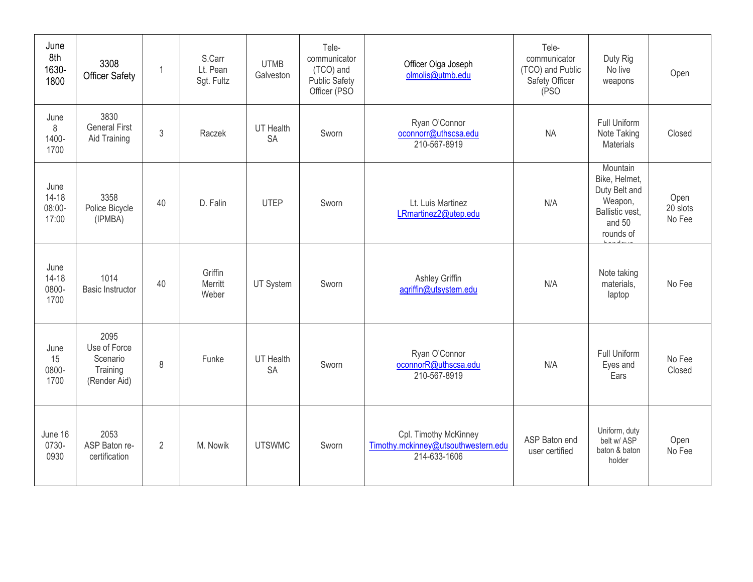| June 8th 1630-1800 | 3308 Officer Safety | 1 | S.Carr Lt. Pean Sgt. Fultz | UTMB Galveston | Tele-communicator (TCO) and Public Safety Officer (PSO | Officer Olga Joseph olmolis@utmb.edu | Tele-communicator (TCO) and Public Safety Officer (PSO | Duty Rig No live weapons | Open |
|---|---|---|---|---|---|---|---|---|---|
| June 8 1400-1700 | 3830 General First Aid Training | 3 | Raczek | UT Health SA | Sworn | Ryan O'Connor oconnorr@uthscsa.edu 210-567-8919 | NA | Full Uniform Note Taking Materials | Closed |
| June 14-18 08:00-17:00 | 3358 Police Bicycle (IPMBA) | 40 | D. Falin | UTEP | Sworn | Lt. Luis Martinez LRmartinez2@utep.edu | N/A | Mountain Bike, Helmet, Duty Belt and Weapon, Ballistic vest, and 50 rounds of handgun | Open 20 slots No Fee |
| June 14-18 0800-1700 | 1014 Basic Instructor | 40 | Griffin Merritt Weber | UT System | Sworn | Ashley Griffin agriffin@utsystem.edu | N/A | Note taking materials, laptop | No Fee |
| June 15 0800-1700 | 2095 Use of Force Scenario Training (Render Aid) | 8 | Funke | UT Health SA | Sworn | Ryan O'Connor oconnorR@uthscsa.edu 210-567-8919 | N/A | Full Uniform Eyes and Ears | No Fee Closed |
| June 16 0730-0930 | 2053 ASP Baton re-certification | 2 | M. Nowik | UTSWMC | Sworn | Cpl. Timothy McKinney Timothy.mckinney@utsouthwestern.edu 214-633-1606 | ASP Baton end user certified | Uniform, duty belt w/ ASP baton & baton holder | Open No Fee |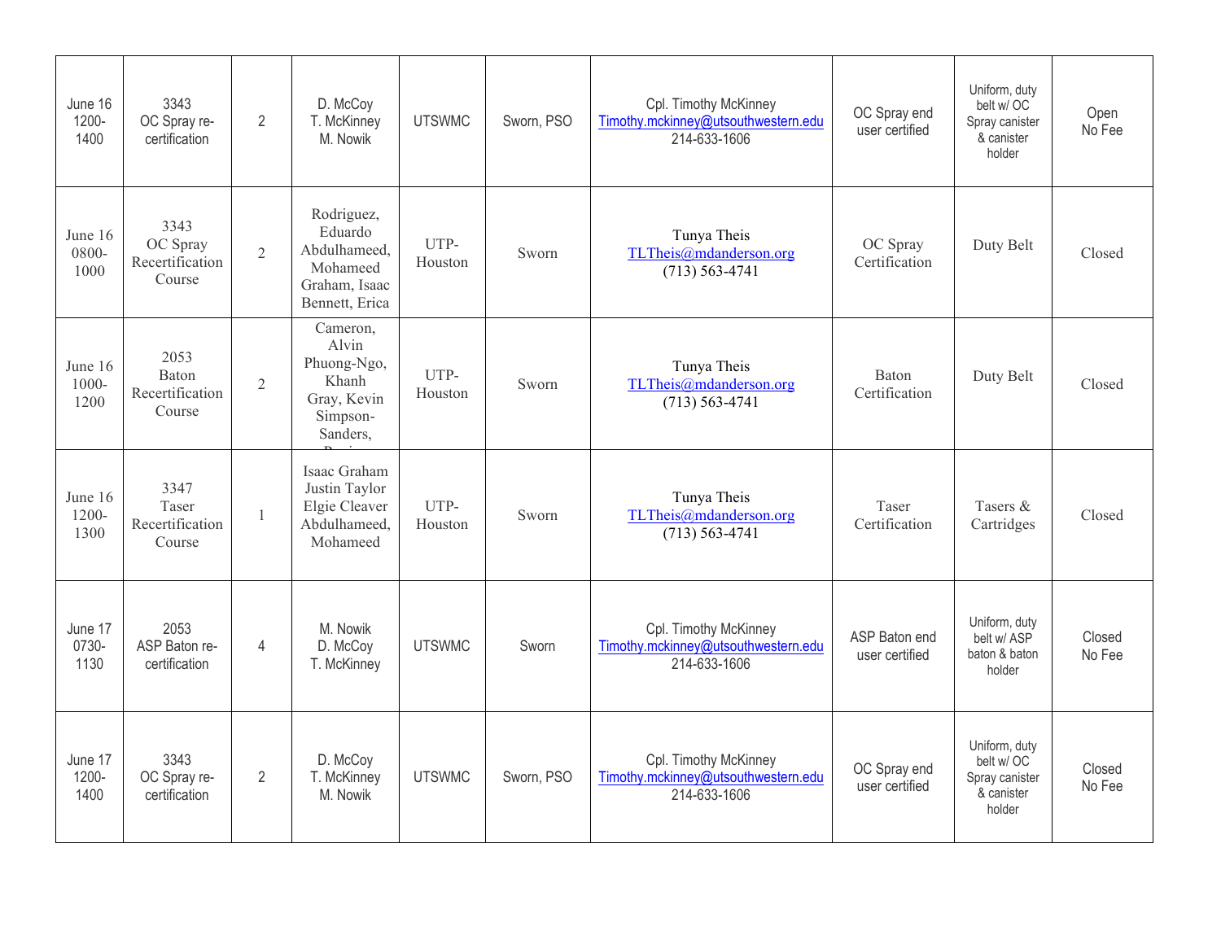| June 16 1200-1400 | 3343 OC Spray re-certification | 2 | D. McCoy T. McKinney M. Nowik | UTSWMC | Sworn, PSO | Cpl. Timothy McKinney Timothy.mckinney@utsouthwestern.edu 214-633-1606 | OC Spray end user certified | Uniform, duty belt w/ OC Spray canister & canister holder | Open No Fee |
|---|---|---|---|---|---|---|---|---|---|
| June 16 0800-1000 | 3343 OC Spray Recertification Course | 2 | Rodriguez, Eduardo Abdulhameed, Mohameed Graham, Isaac Bennett, Erica | UTP-Houston | Sworn | Tunya Theis TLTheis@mdanderson.org (713) 563-4741 | OC Spray Certification | Duty Belt | Closed |
| June 16 1000-1200 | 2053 Baton Recertification Course | 2 | Cameron, Alvin Phuong-Ngo, Khanh Gray, Kevin Simpson-Sanders, | UTP-Houston | Sworn | Tunya Theis TLTheis@mdanderson.org (713) 563-4741 | Baton Certification | Duty Belt | Closed |
| June 16 1200-1300 | 3347 Taser Recertification Course | 1 | Isaac Graham Justin Taylor Elgie Cleaver Abdulhameed, Mohameed | UTP-Houston | Sworn | Tunya Theis TLTheis@mdanderson.org (713) 563-4741 | Taser Certification | Tasers & Cartridges | Closed |
| June 17 0730-1130 | 2053 ASP Baton re-certification | 4 | M. Nowik D. McCoy T. McKinney | UTSWMC | Sworn | Cpl. Timothy McKinney Timothy.mckinney@utsouthwestern.edu 214-633-1606 | ASP Baton end user certified | Uniform, duty belt w/ ASP baton & baton holder | Closed No Fee |
| June 17 1200-1400 | 3343 OC Spray re-certification | 2 | D. McCoy T. McKinney M. Nowik | UTSWMC | Sworn, PSO | Cpl. Timothy McKinney Timothy.mckinney@utsouthwestern.edu 214-633-1606 | OC Spray end user certified | Uniform, duty belt w/ OC Spray canister & canister holder | Closed No Fee |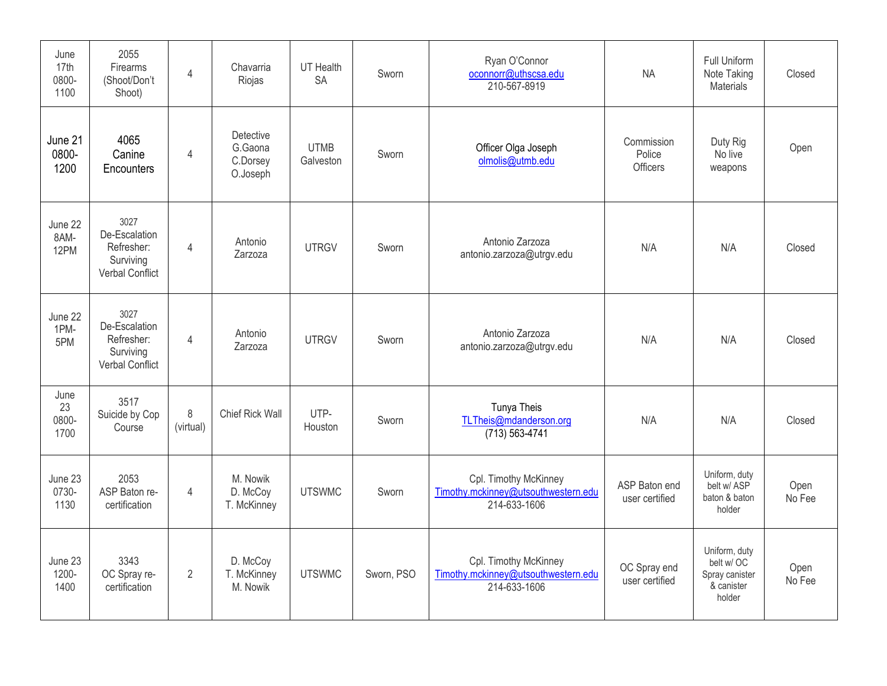| June 17th 0800-1100 | 2055 Firearms (Shoot/Don't Shoot) | 4 | Chavarria Riojas | UT Health SA | Sworn | Ryan O'Connor oconnorr@uthscsa.edu 210-567-8919 | NA | Full Uniform Note Taking Materials | Closed |
|---|---|---|---|---|---|---|---|---|---|
| June 21 0800-1200 | 4065 Canine Encounters | 4 | Detective G.Gaona C.Dorsey O.Joseph | UTMB Galveston | Sworn | Officer Olga Joseph olmolis@utmb.edu | Commission Police Officers | Duty Rig No live weapons | Open |
| June 22 8AM-12PM | 3027 De-Escalation Refresher: Surviving Verbal Conflict | 4 | Antonio Zarzoza | UTRGV | Sworn | Antonio Zarzoza antonio.zarzoza@utrgv.edu | N/A | N/A | Closed |
| June 22 1PM-5PM | 3027 De-Escalation Refresher: Surviving Verbal Conflict | 4 | Antonio Zarzoza | UTRGV | Sworn | Antonio Zarzoza antonio.zarzoza@utrgv.edu | N/A | N/A | Closed |
| June 23 0800-1700 | 3517 Suicide by Cop Course | 8 (virtual) | Chief Rick Wall | UTP-Houston | Sworn | Tunya Theis TLTheis@mdanderson.org (713) 563-4741 | N/A | N/A | Closed |
| June 23 0730-1130 | 2053 ASP Baton re-certification | 4 | M. Nowik D. McCoy T. McKinney | UTSWMC | Sworn | Cpl. Timothy McKinney Timothy.mckinney@utsouthwestern.edu 214-633-1606 | ASP Baton end user certified | Uniform, duty belt w/ ASP baton & baton holder | Open No Fee |
| June 23 1200-1400 | 3343 OC Spray re-certification | 2 | D. McCoy T. McKinney M. Nowik | UTSWMC | Sworn, PSO | Cpl. Timothy McKinney Timothy.mckinney@utsouthwestern.edu 214-633-1606 | OC Spray end user certified | Uniform, duty belt w/ OC Spray canister & canister holder | Open No Fee |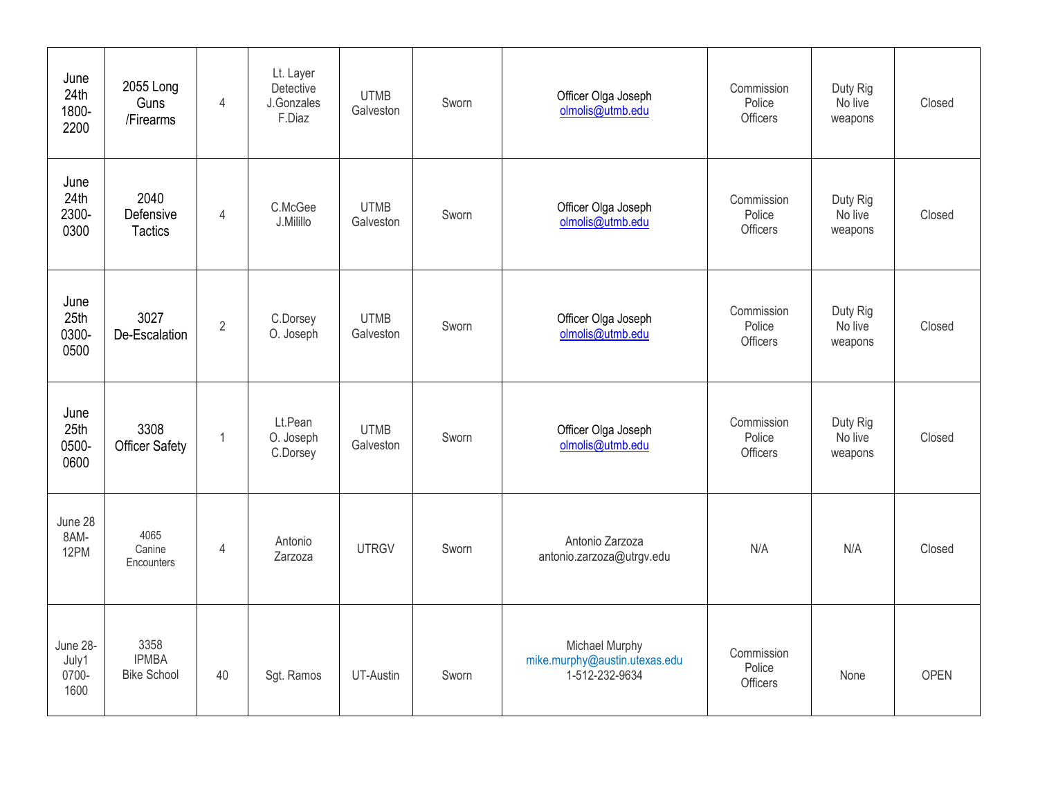| | | | | | | | | | |
|---|---|---|---|---|---|---|---|---|---|
| June 24th 1800-2200 | 2055 Long Guns /Firearms | 4 | Lt. Layer Detective J.Gonzales F.Diaz | UTMB Galveston | Sworn | Officer Olga Joseph olmolis@utmb.edu | Commission Police Officers | Duty Rig No live weapons | Closed |
| June 24th 2300-0300 | 2040 Defensive Tactics | 4 | C.McGee J.Milillo | UTMB Galveston | Sworn | Officer Olga Joseph olmolis@utmb.edu | Commission Police Officers | Duty Rig No live weapons | Closed |
| June 25th 0300-0500 | 3027 De-Escalation | 2 | C.Dorsey O. Joseph | UTMB Galveston | Sworn | Officer Olga Joseph olmolis@utmb.edu | Commission Police Officers | Duty Rig No live weapons | Closed |
| June 25th 0500-0600 | 3308 Officer Safety | 1 | Lt.Pean O. Joseph C.Dorsey | UTMB Galveston | Sworn | Officer Olga Joseph olmolis@utmb.edu | Commission Police Officers | Duty Rig No live weapons | Closed |
| June 28 8AM-12PM | 4065 Canine Encounters | 4 | Antonio Zarzoza | UTRGV | Sworn | Antonio Zarzoza antonio.zarzoza@utrgv.edu | N/A | N/A | Closed |
| June 28-July1 0700-1600 | 3358 IPMBA Bike School | 40 | Sgt. Ramos | UT-Austin | Sworn | Michael Murphy mike.murphy@austin.utexas.edu 1-512-232-9634 | Commission Police Officers | None | OPEN |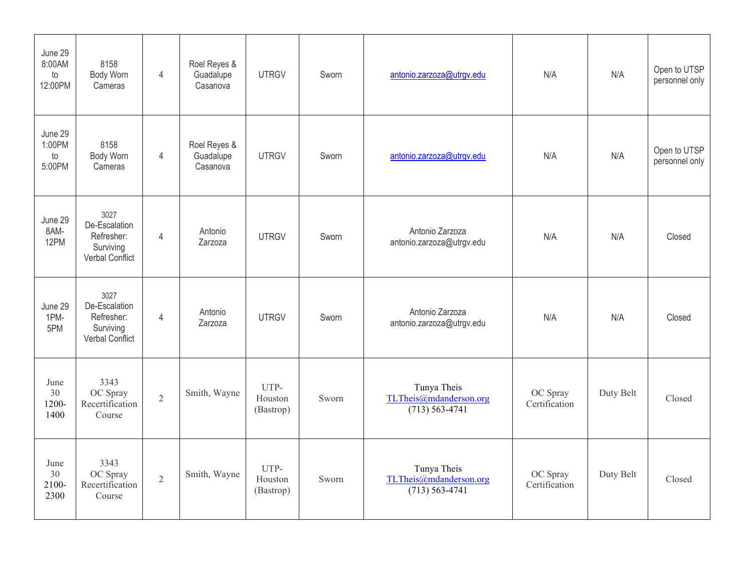| | | | | | | | | | |
|---|---|---|---|---|---|---|---|---|---|
| June 29 8:00AM to 12:00PM | 8158 Body Worn Cameras | 4 | Roel Reyes & Guadalupe Casanova | UTRGV | Sworn | antonio.zarzoza@utrgv.edu | N/A | N/A | Open to UTSP personnel only |
| June 29 1:00PM to 5:00PM | 8158 Body Worn Cameras | 4 | Roel Reyes & Guadalupe Casanova | UTRGV | Sworn | antonio.zarzoza@utrgv.edu | N/A | N/A | Open to UTSP personnel only |
| June 29 8AM-12PM | 3027 De-Escalation Refresher: Surviving Verbal Conflict | 4 | Antonio Zarzoza | UTRGV | Sworn | Antonio Zarzoza antonio.zarzoza@utrgv.edu | N/A | N/A | Closed |
| June 29 1PM-5PM | 3027 De-Escalation Refresher: Surviving Verbal Conflict | 4 | Antonio Zarzoza | UTRGV | Sworn | Antonio Zarzoza antonio.zarzoza@utrgv.edu | N/A | N/A | Closed |
| June 30 1200-1400 | 3343 OC Spray Recertification Course | 2 | Smith, Wayne | UTP-Houston (Bastrop) | Sworn | Tunya Theis TLTheis@mdanderson.org (713) 563-4741 | OC Spray Certification | Duty Belt | Closed |
| June 30 2100-2300 | 3343 OC Spray Recertification Course | 2 | Smith, Wayne | UTP-Houston (Bastrop) | Sworn | Tunya Theis TLTheis@mdanderson.org (713) 563-4741 | OC Spray Certification | Duty Belt | Closed |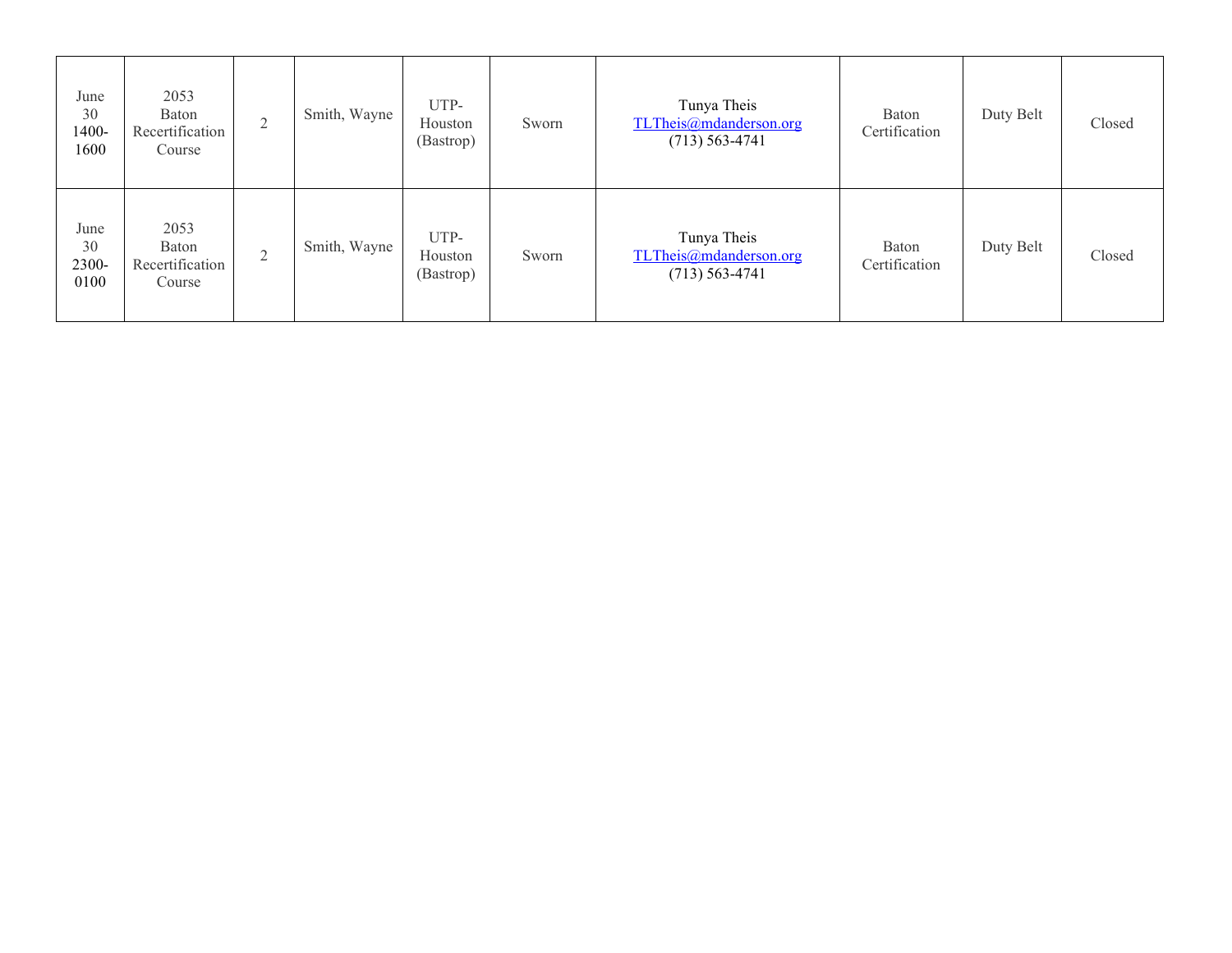| | | | | | | | | | |
|---|---|---|---|---|---|---|---|---|---|
| June 30 1400-1600 | 2053 Baton Recertification Course | 2 | Smith, Wayne | UTP-Houston (Bastrop) | Sworn | Tunya Theis TLTheis@mdanderson.org (713) 563-4741 | Baton Certification | Duty Belt | Closed |
| June 30 2300-0100 | 2053 Baton Recertification Course | 2 | Smith, Wayne | UTP-Houston (Bastrop) | Sworn | Tunya Theis TLTheis@mdanderson.org (713) 563-4741 | Baton Certification | Duty Belt | Closed |